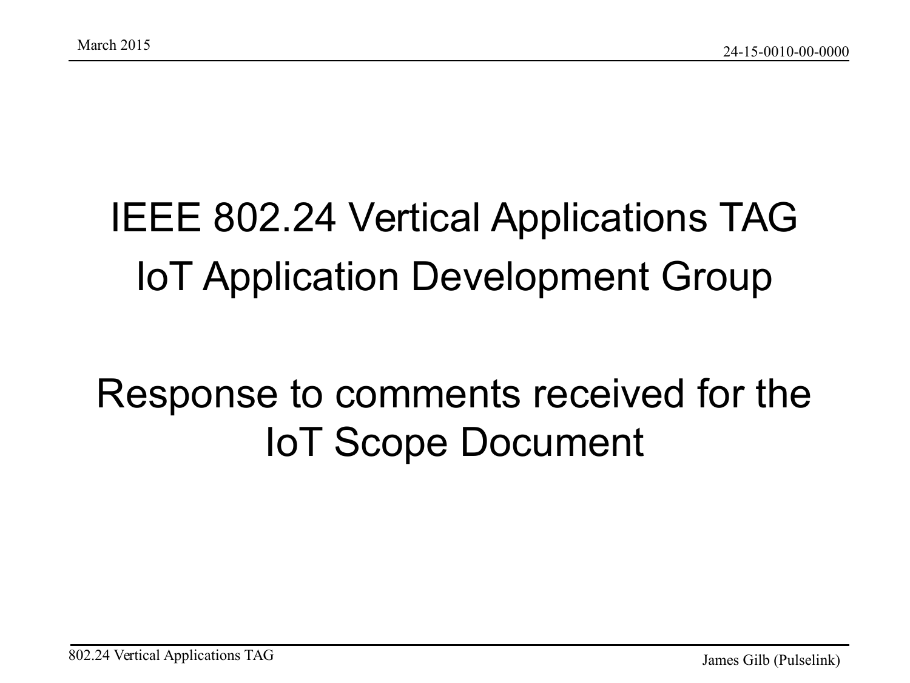# IEEE 802.24 Vertical Applications TAG

# IoT Application Development Group

# Response to comments received for the IoT Scope Document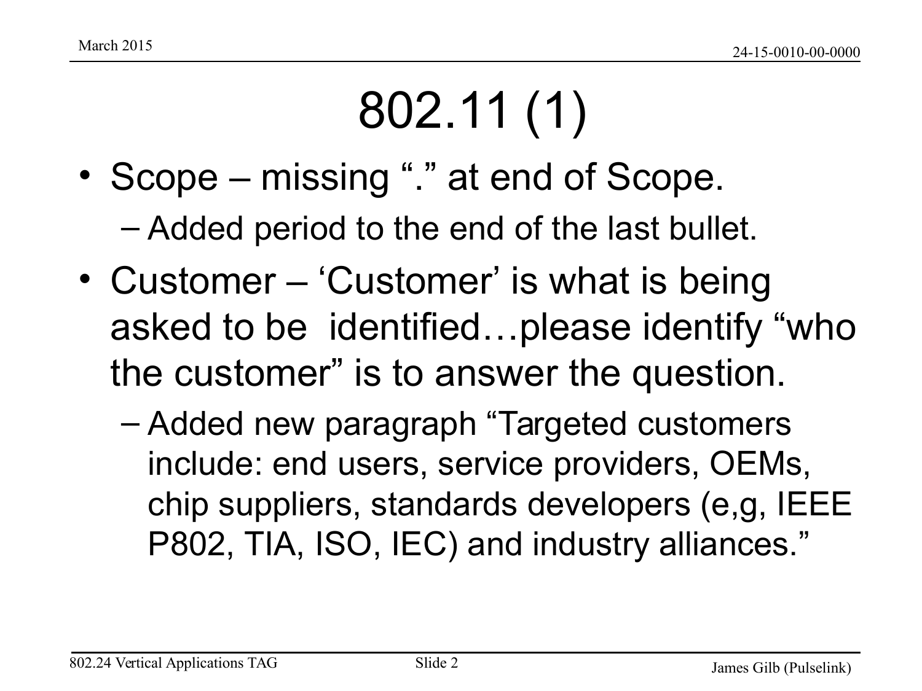# 802.11 (1)

- Scope – missing "." at end of Scope.
  - Added period to the end of the last bullet.
- Customer – 'Customer' is what is being asked to be identified…please identify "who the customer" is to answer the question.
  - Added new paragraph "Targeted customers include: end users, service providers, OEMs, chip suppliers, standards developers (e,g, IEEE P802, TIA, ISO, IEC) and industry alliances."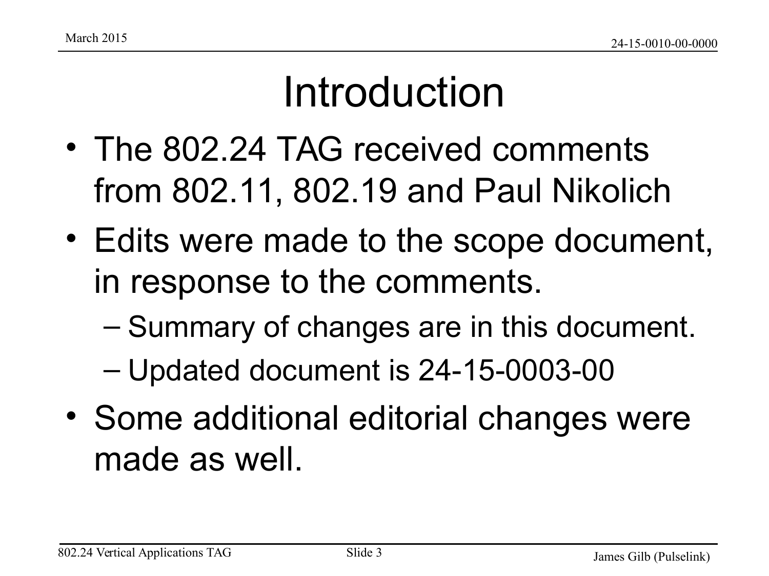# Introduction

- The 802.24 TAG received comments from 802.11, 802.19 and Paul Nikolich
- Edits were made to the scope document, in response to the comments.
  - Summary of changes are in this document.
  - Updated document is 24-15-0003-00
- Some additional editorial changes were made as well.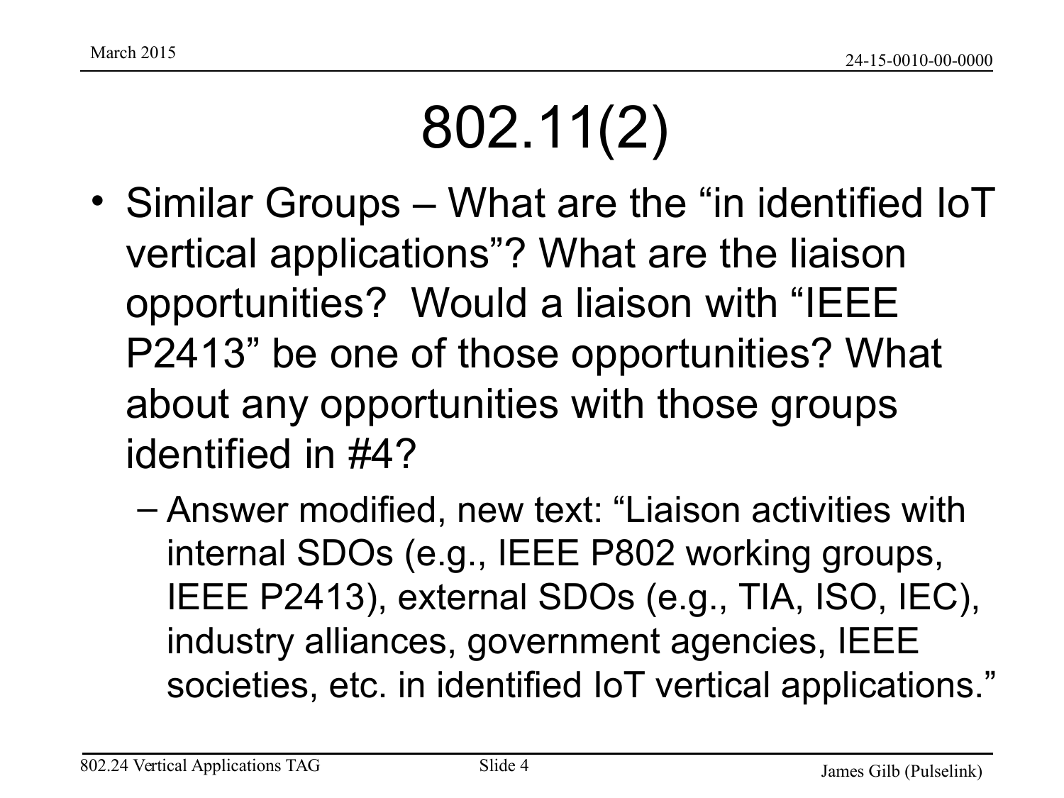# 802.11(2)

- Similar Groups – What are the “in identified IoT vertical applications”? What are the liaison opportunities? Would a liaison with “IEEE P2413” be one of those opportunities? What about any opportunities with those groups identified in #4?
  - Answer modified, new text: “Liaison activities with internal SDOs (e.g., IEEE P802 working groups, IEEE P2413), external SDOs (e.g., TIA, ISO, IEC), industry alliances, government agencies, IEEE societies, etc. in identified IoT vertical applications.”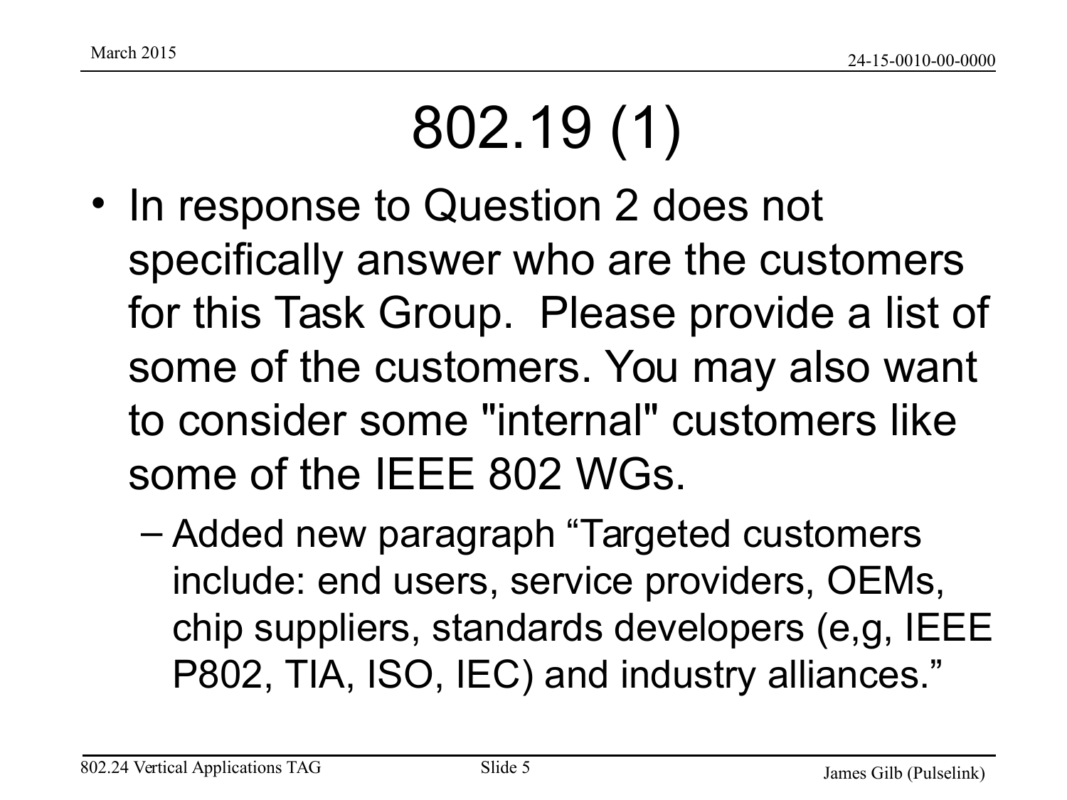# 802.19 (1)

- In response to Question 2 does not specifically answer who are the customers for this Task Group. Please provide a list of some of the customers. You may also want to consider some "internal" customers like some of the IEEE 802 WGs.
  - Added new paragraph "Targeted customers include: end users, service providers, OEMs, chip suppliers, standards developers (e,g, IEEE P802, TIA, ISO, IEC) and industry alliances."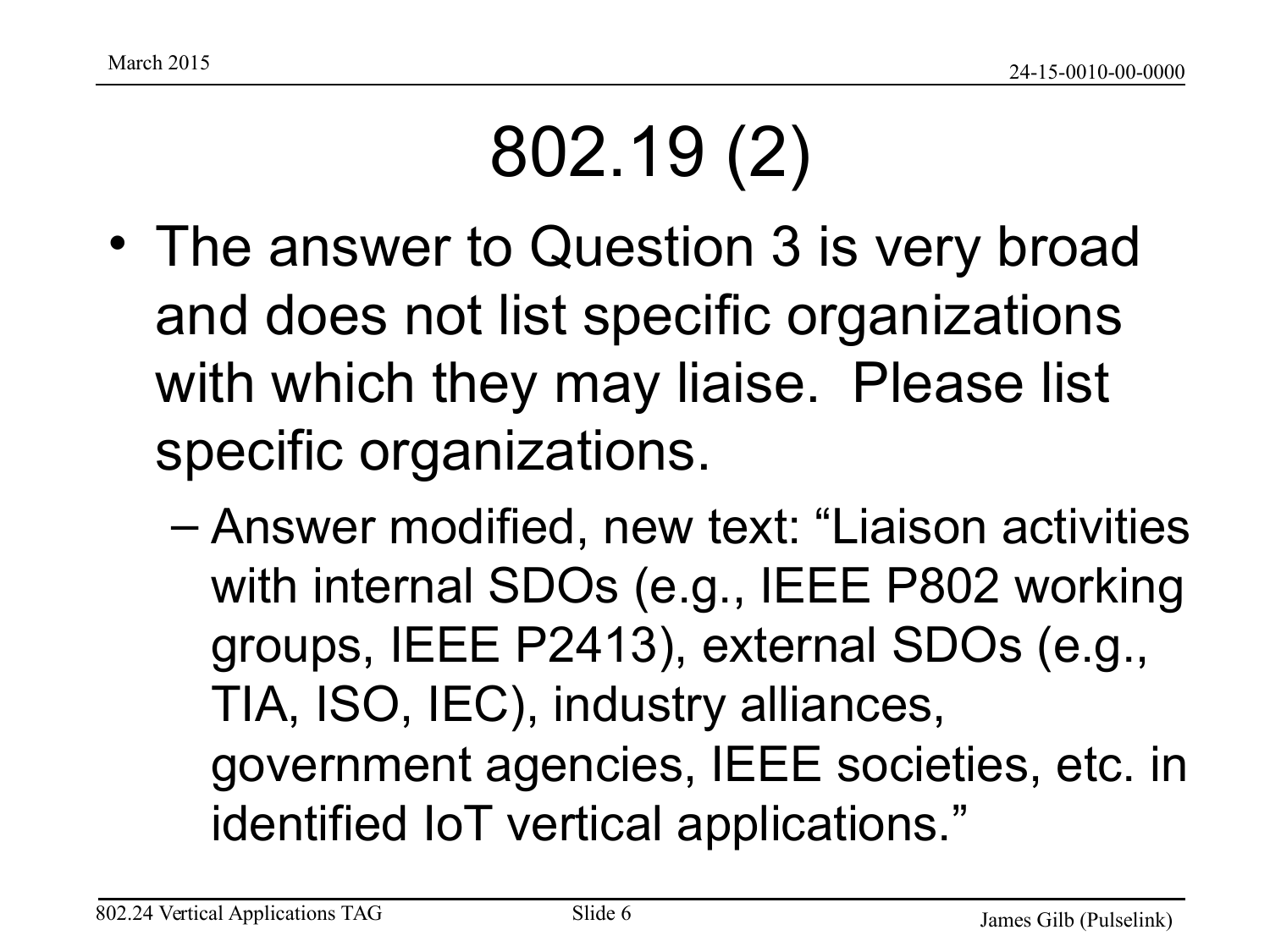# 802.19 (2)

- The answer to Question 3 is very broad and does not list specific organizations with which they may liaise. Please list specific organizations.
  - Answer modified, new text: “Liaison activities with internal SDOs (e.g., IEEE P802 working groups, IEEE P2413), external SDOs (e.g., TIA, ISO, IEC), industry alliances, government agencies, IEEE societies, etc. in identified IoT vertical applications.”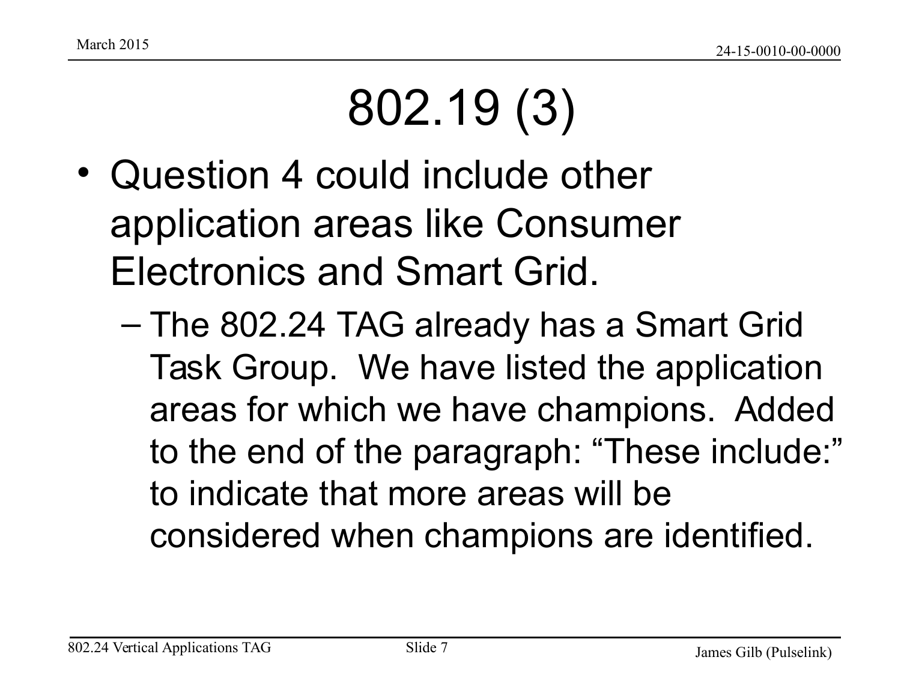# 802.19 (3)

- Question 4 could include other application areas like Consumer Electronics and Smart Grid.
  - The 802.24 TAG already has a Smart Grid Task Group. We have listed the application areas for which we have champions. Added to the end of the paragraph: "These include:" to indicate that more areas will be considered when champions are identified.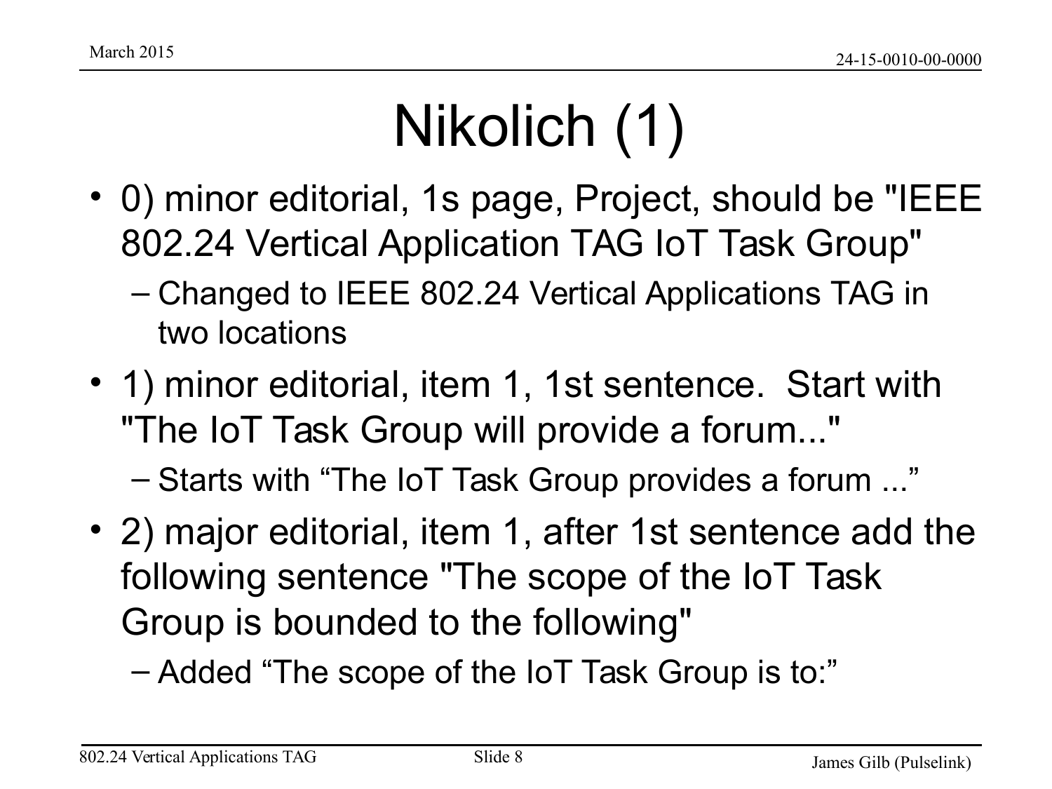# Nikolich (1)

- 0) minor editorial, 1s page, Project, should be "IEEE 802.24 Vertical Application TAG IoT Task Group"
  - Changed to IEEE 802.24 Vertical Applications TAG in two locations
- 1) minor editorial, item 1, 1st sentence. Start with "The IoT Task Group will provide a forum..."
  - Starts with “The IoT Task Group provides a forum ...”
- 2) major editorial, item 1, after 1st sentence add the following sentence "The scope of the IoT Task Group is bounded to the following"
  - Added “The scope of the IoT Task Group is to:”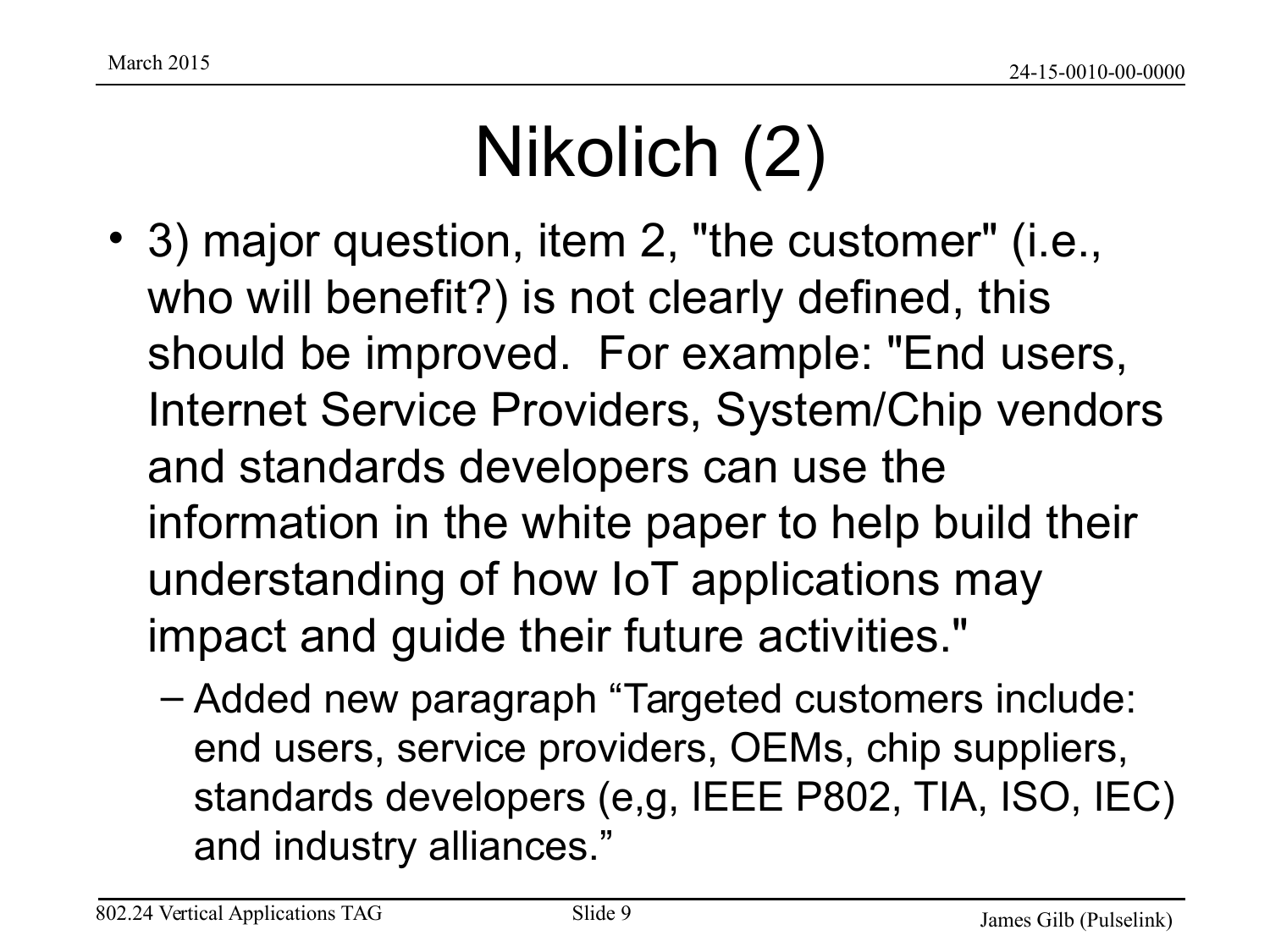# Nikolich (2)

- 3) major question, item 2, "the customer" (i.e., who will benefit?) is not clearly defined, this should be improved. For example: "End users, Internet Service Providers, System/Chip vendors and standards developers can use the information in the white paper to help build their understanding of how IoT applications may impact and guide their future activities."
  - Added new paragraph “Targeted customers include: end users, service providers, OEMs, chip suppliers, standards developers (e,g, IEEE P802, TIA, ISO, IEC) and industry alliances.”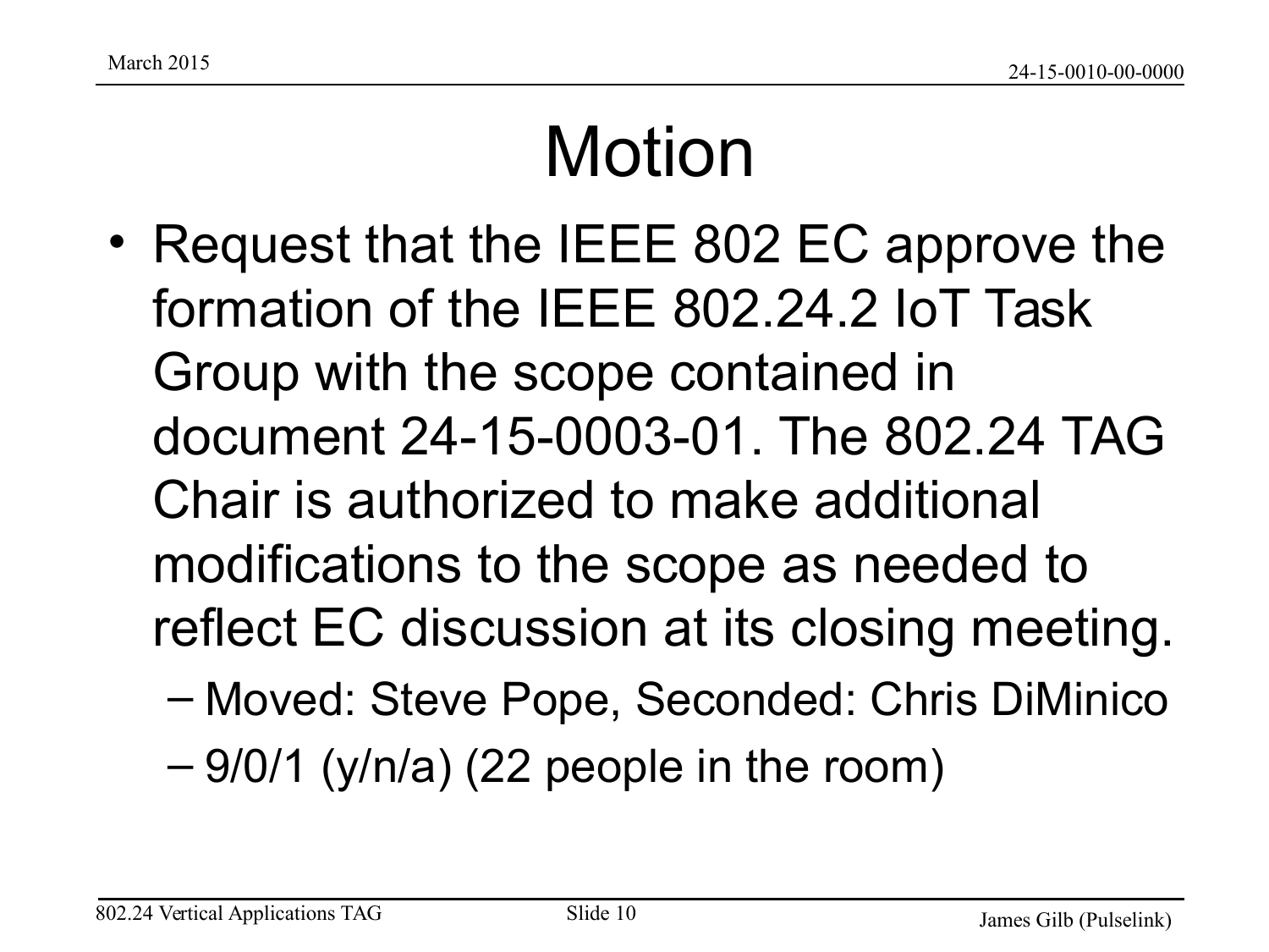# Motion

- Request that the IEEE 802 EC approve the formation of the IEEE 802.24.2 IoT Task Group with the scope contained in document 24-15-0003-01. The 802.24 TAG Chair is authorized to make additional modifications to the scope as needed to reflect EC discussion at its closing meeting.
  - Moved: Steve Pope, Seconded: Chris DiMinico
  - 9/0/1 (y/n/a) (22 people in the room)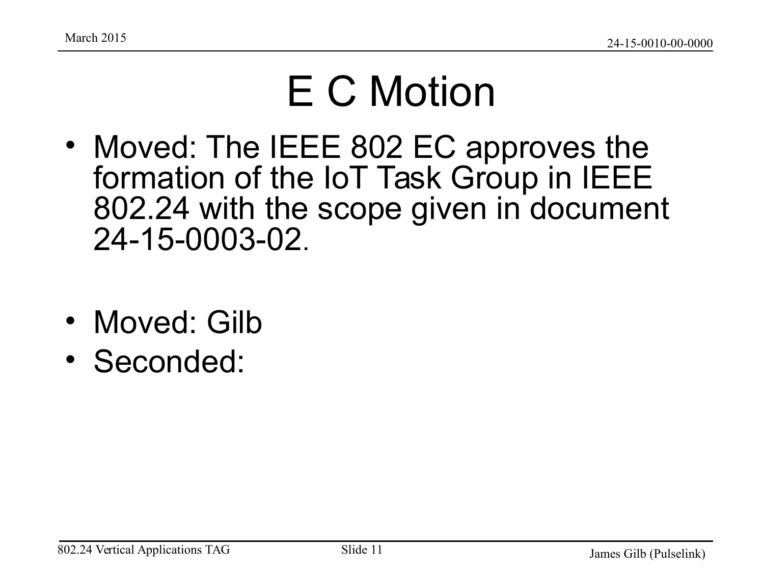# E C Motion

- Moved: The IEEE 802 EC approves the formation of the IoT Task Group in IEEE 802.24 with the scope given in document 24-15-0003-02.

- Moved: Gilb
- Seconded: